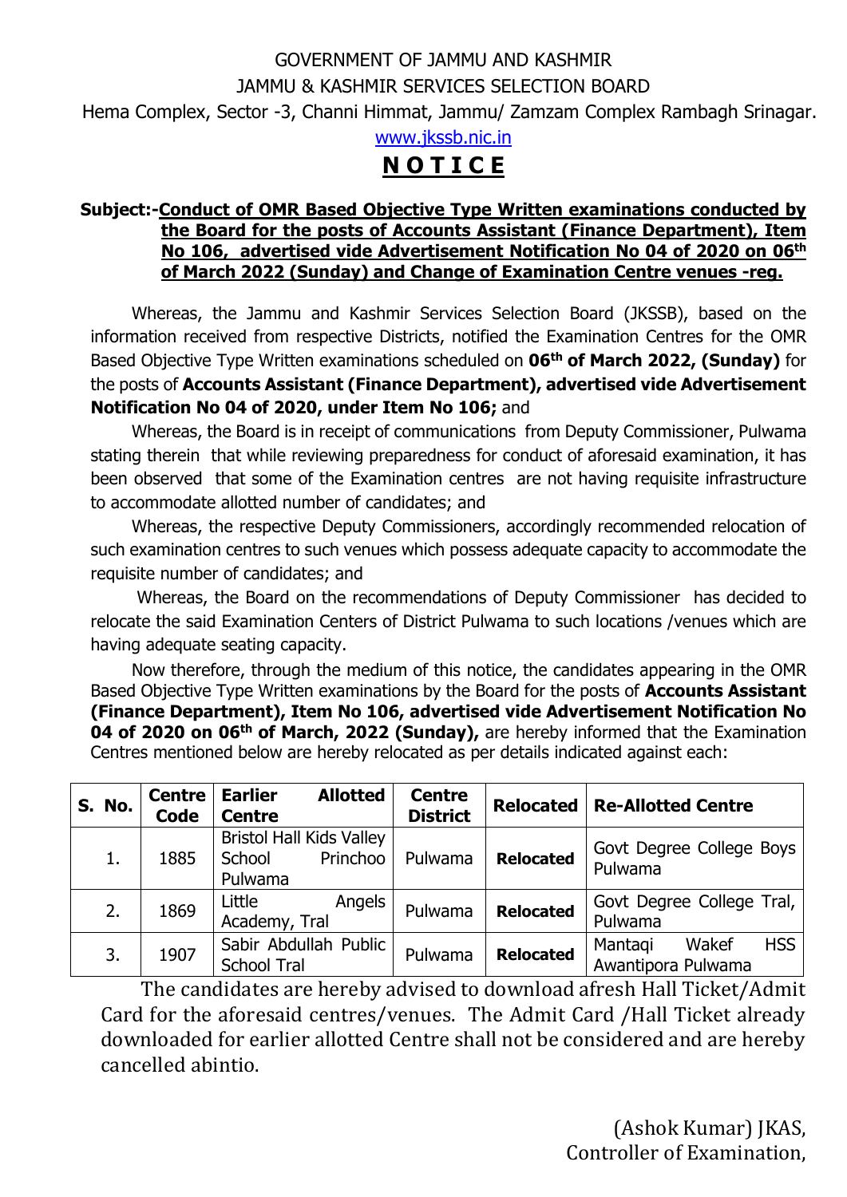GOVERNMENT OF JAMMU AND KASHMIR

JAMMU & KASHMIR SERVICES SELECTION BOARD

Hema Complex, Sector -3, Channi Himmat, Jammu/ Zamzam Complex Rambagh Srinagar.

www.jkssb.nic.in

# N O T I C E

**Subject:-Conduct of OMR Based Objective Type Written examinations conducted by the Board for the posts of Accounts Assistant (Finance Department), Item No 106, advertised vide Advertisement Notification No 04 of 2020 on 06th of March 2022 (Sunday) and Change of Examination Centre venues -reg.**

Whereas, the Jammu and Kashmir Services Selection Board (JKSSB), based on the information received from respective Districts, notified the Examination Centres for the OMR Based Objective Type Written examinations scheduled on **06th of March 2022, (Sunday)** for the posts of **Accounts Assistant (Finance Department), advertised vide Advertisement Notification No 04 of 2020, under Item No 106;** and

Whereas, the Board is in receipt of communications from Deputy Commissioner, Pulwama stating therein that while reviewing preparedness for conduct of aforesaid examination, it has been observed that some of the Examination centres are not having requisite infrastructure to accommodate allotted number of candidates; and

Whereas, the respective Deputy Commissioners, accordingly recommended relocation of such examination centres to such venues which possess adequate capacity to accommodate the requisite number of candidates; and

Whereas, the Board on the recommendations of Deputy Commissioner has decided to relocate the said Examination Centers of District Pulwama to such locations /venues which are having adequate seating capacity.

Now therefore, through the medium of this notice, the candidates appearing in the OMR Based Objective Type Written examinations by the Board for the posts of **Accounts Assistant (Finance Department), Item No 106, advertised vide Advertisement Notification No 04 of 2020 on 06th of March, 2022 (Sunday),** are hereby informed that the Examination Centres mentioned below are hereby relocated as per details indicated against each:

| S. No. | Centre Code | Earlier Allotted Centre | Centre District | Relocated | Re-Allotted Centre |
|---|---|---|---|---|---|
| 1. | 1885 | Bristol Hall Kids Valley School Princhoo Pulwama | Pulwama | **Relocated** | Govt Degree College Boys Pulwama |
| 2. | 1869 | Little Angels Academy, Tral | Pulwama | **Relocated** | Govt Degree College Tral, Pulwama |
| 3. | 1907 | Sabir Abdullah Public School Tral | Pulwama | **Relocated** | Mantaqi Wakef HSS Awantipora Pulwama |

The candidates are hereby advised to download afresh Hall Ticket/Admit Card for the aforesaid centres/venues. The Admit Card /Hall Ticket already downloaded for earlier allotted Centre shall not be considered and are hereby cancelled abintio.

(Ashok Kumar) JKAS,
Controller of Examination,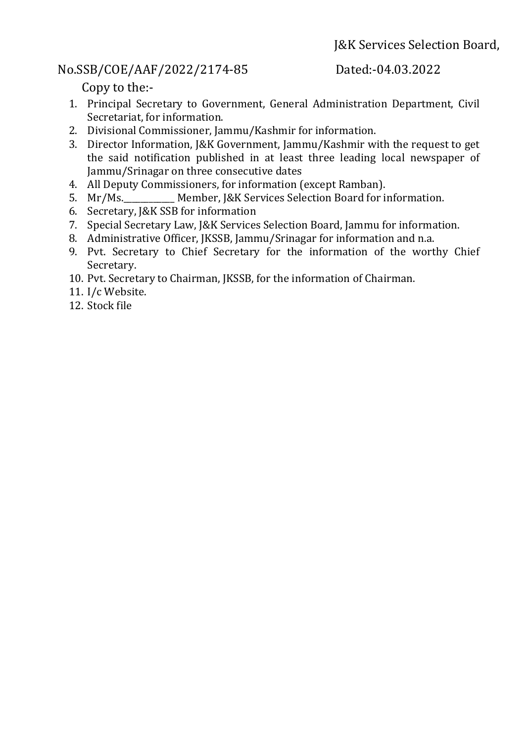J&K Services Selection Board,

No.SSB/COE/AAF/2022/2174-85 Dated:-04.03.2022

Copy to the:-

1. Principal Secretary to Government, General Administration Department, Civil Secretariat, for information.
2. Divisional Commissioner, Jammu/Kashmir for information.
3. Director Information, J&K Government, Jammu/Kashmir with the request to get the said notification published in at least three leading local newspaper of Jammu/Srinagar on three consecutive dates
4. All Deputy Commissioners, for information (except Ramban).
5. Mr/Ms.____________ Member, J&K Services Selection Board for information.
6. Secretary, J&K SSB for information
7. Special Secretary Law, J&K Services Selection Board, Jammu for information.
8. Administrative Officer, JKSSB, Jammu/Srinagar for information and n.a.
9. Pvt. Secretary to Chief Secretary for the information of the worthy Chief Secretary.
10. Pvt. Secretary to Chairman, JKSSB, for the information of Chairman.
11. I/c Website.
12. Stock file